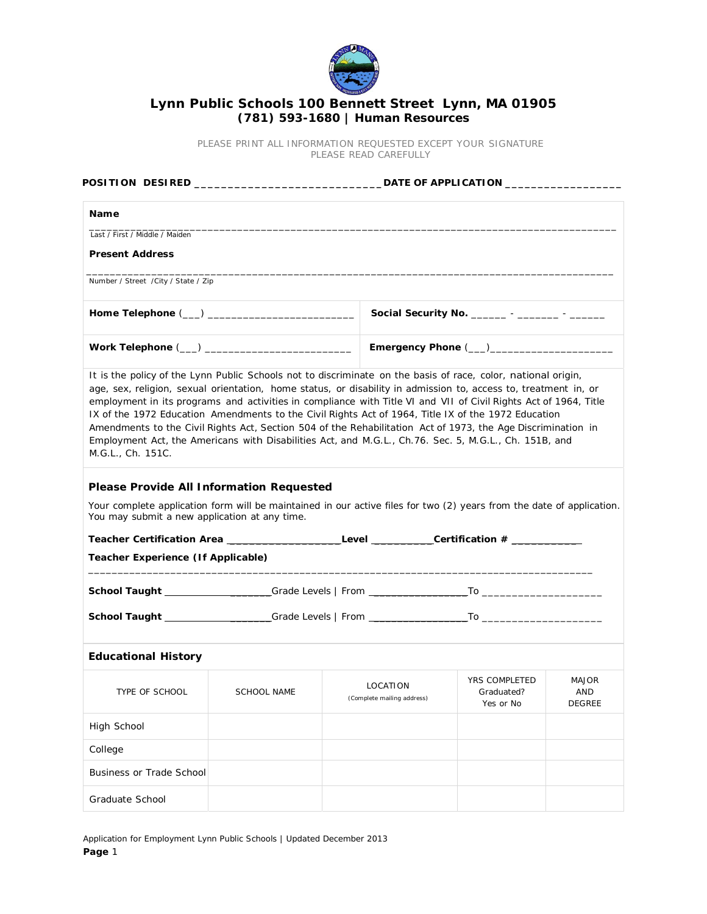# Lynn Public Schools 100 Bennett Street Lynn, MA 01905
## (781) 593-1680 | Human Resources

PLEASE PRINT ALL INFORMATION REQUESTED EXCEPT YOUR SIGNATURE
PLEASE READ CAREFULLY

**POSITION DESIRED** ____________________________ **DATE OF APPLICATION** _________________

**Name**

_______________________________________________________________________________________
Last / First / Middle / Maiden

**Present Address**

_______________________________________________________________________________________
Number / Street /City / State / Zip

**Home Telephone** (___) ________________________ **Social Security No.** ______ - _______ - ______

**Work Telephone** (___) ________________________ **Emergency Phone** (___)____________________

It is the policy of the Lynn Public Schools not to discriminate on the basis of race, color, national origin, age, sex, religion, sexual orientation, home status, or disability in admission to, access to, treatment in, or employment in its programs and activities in compliance with Title VI and VII of Civil Rights Act of 1964, Title IX of the 1972 Education Amendments to the Civil Rights Act of 1964, Title IX of the 1972 Education Amendments to the Civil Rights Act, Section 504 of the Rehabilitation Act of 1973, the Age Discrimination in Employment Act, the Americans with Disabilities Act, and M.G.L., Ch.76. Sec. 5, M.G.L., Ch. 151B, and M.G.L., Ch. 151C.

### Please Provide All Information Requested

Your complete application form will be maintained in our active files for two (2) years from the date of application. You may submit a new application at any time.

**Teacher Certification Area** ___________________**Level** __________**Certification #** ___________

**Teacher Experience (If Applicable)**

_______________________________________________________________________________________

**School Taught** ___________________Grade Levels | From _________________To ____________________

**School Taught** ___________________Grade Levels | From _________________To ____________________

### Educational History

| TYPE OF SCHOOL | SCHOOL NAME | LOCATION (Complete mailing address) | YRS COMPLETED Graduated? Yes or No | MAJOR AND DEGREE |
|---|---|---|---|---|
| High School | | | | |
| College | | | | |
| Business or Trade School | | | | |
| Graduate School | | | | |

Application for Employment Lynn Public Schools | Updated December 2013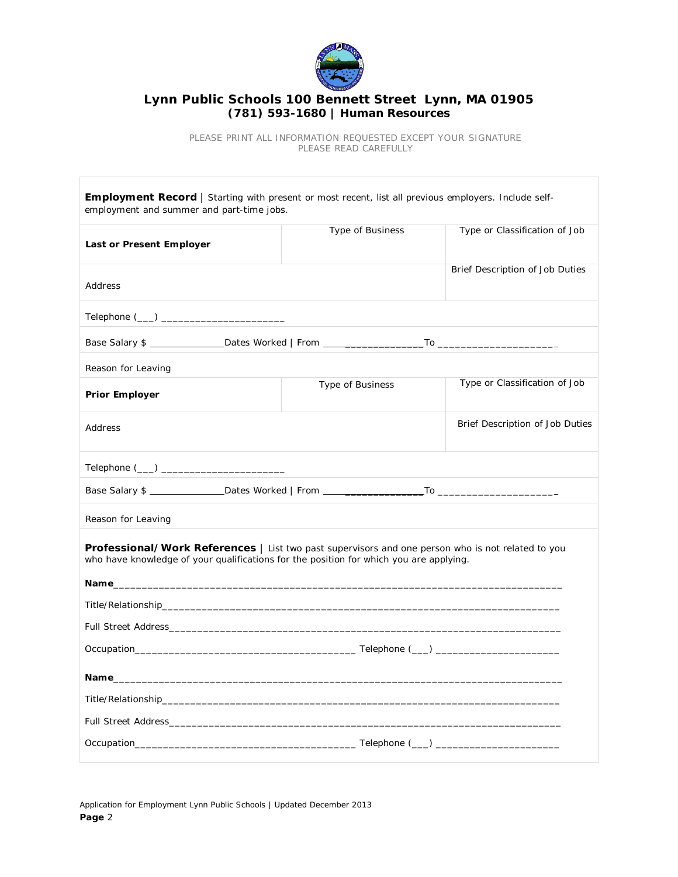**Lynn Public Schools 100 Bennett Street Lynn, MA 01905**
**(781) 593-1680 | Human Resources**

PLEASE PRINT ALL INFORMATION REQUESTED EXCEPT YOUR SIGNATURE
PLEASE READ CAREFULLY

**Employment Record** | Starting with present or most recent, list all previous employers. Include self-employment and summer and part-time jobs.

| **Last or Present Employer** | Type of Business | Type or Classification of Job |
|---|---|---|
| Address | | Brief Description of Job Duties |

Telephone (___) ______________________

Base Salary $ _______________Dates Worked | From ________________To _____________________

Reason for Leaving

| **Prior Employer** | Type of Business | Type or Classification of Job |
|---|---|---|
| Address | | Brief Description of Job Duties |

Telephone (___) ______________________

Base Salary $ _______________Dates Worked | From ________________To _____________________

Reason for Leaving

**Professional/Work References** | List two past supervisors and one person who is not related to you who have knowledge of your qualifications for the position for which you are applying.

**Name**_______________________________________________________________________________

Title/Relationship_________________________________________________________________________

Full Street Address________________________________________________________________________

Occupation_______________________________________ Telephone (___) ______________________

**Name**_______________________________________________________________________________

Title/Relationship_________________________________________________________________________

Full Street Address________________________________________________________________________

Occupation_______________________________________ Telephone (___) ______________________

Application for Employment Lynn Public Schools | Updated December 2013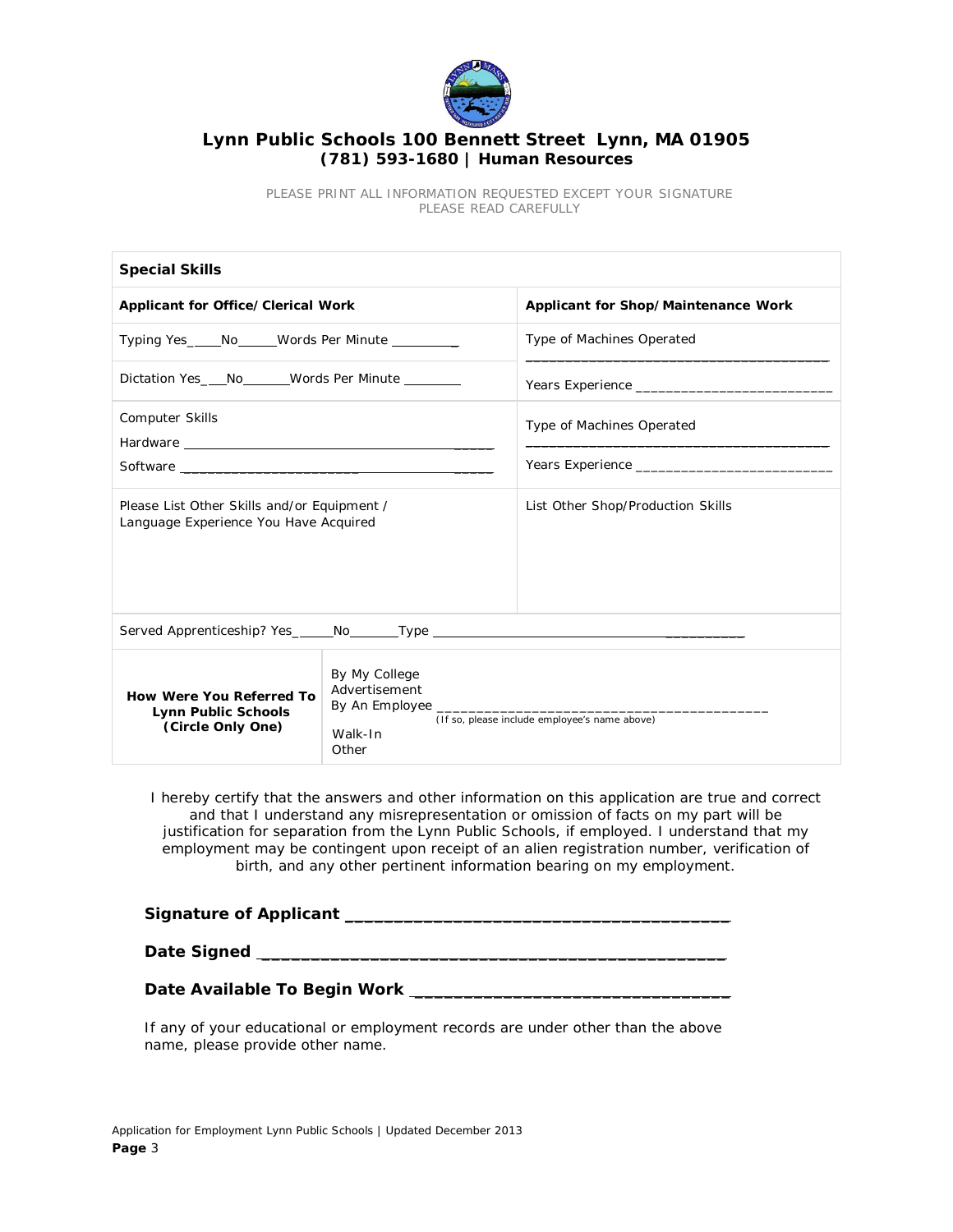**Lynn Public Schools 100 Bennett Street Lynn, MA 01905**
**(781) 593-1680 | Human Resources**

PLEASE PRINT ALL INFORMATION REQUESTED EXCEPT YOUR SIGNATURE
PLEASE READ CAREFULLY

| **Special Skills** | | |
|---|---|---|
| **Applicant for Office/Clerical Work** | | **Applicant for Shop/Maintenance Work** |
| Typing Yes____No_____Words Per Minute _________ | | Type of Machines Operated ________________________________________ |
| Dictation Yes___No______Words Per Minute ________ | | Years Experience _________________________ |
| Computer Skills<br>Hardware ________________________________________________<br>Software ________________________________________________ | | Type of Machines Operated ________________________________________<br>Years Experience _________________________ |
| Please List Other Skills and/or Equipment / Language Experience You Have Acquired | | List Other Shop/Production Skills |
| Served Apprenticeship? Yes_____No______Type ________________________________________ | | |
| **How Were You Referred To Lynn Public Schools (Circle Only One)** | By My College<br>Advertisement<br>By An Employee __________________________________________<br>(If so, please include employee's name above)<br>Walk-In<br>Other | |

I hereby certify that the answers and other information on this application are true and correct and that I understand any misrepresentation or omission of facts on my part will be justification for separation from the Lynn Public Schools, if employed. I understand that my employment may be contingent upon receipt of an alien registration number, verification of birth, and any other pertinent information bearing on my employment.

**Signature of Applicant** ________________________________________

**Date Signed** __________________________________________________

**Date Available To Begin Work** ________________________________

If any of your educational or employment records are under other than the above name, please provide other name.

Application for Employment Lynn Public Schools | Updated December 2013